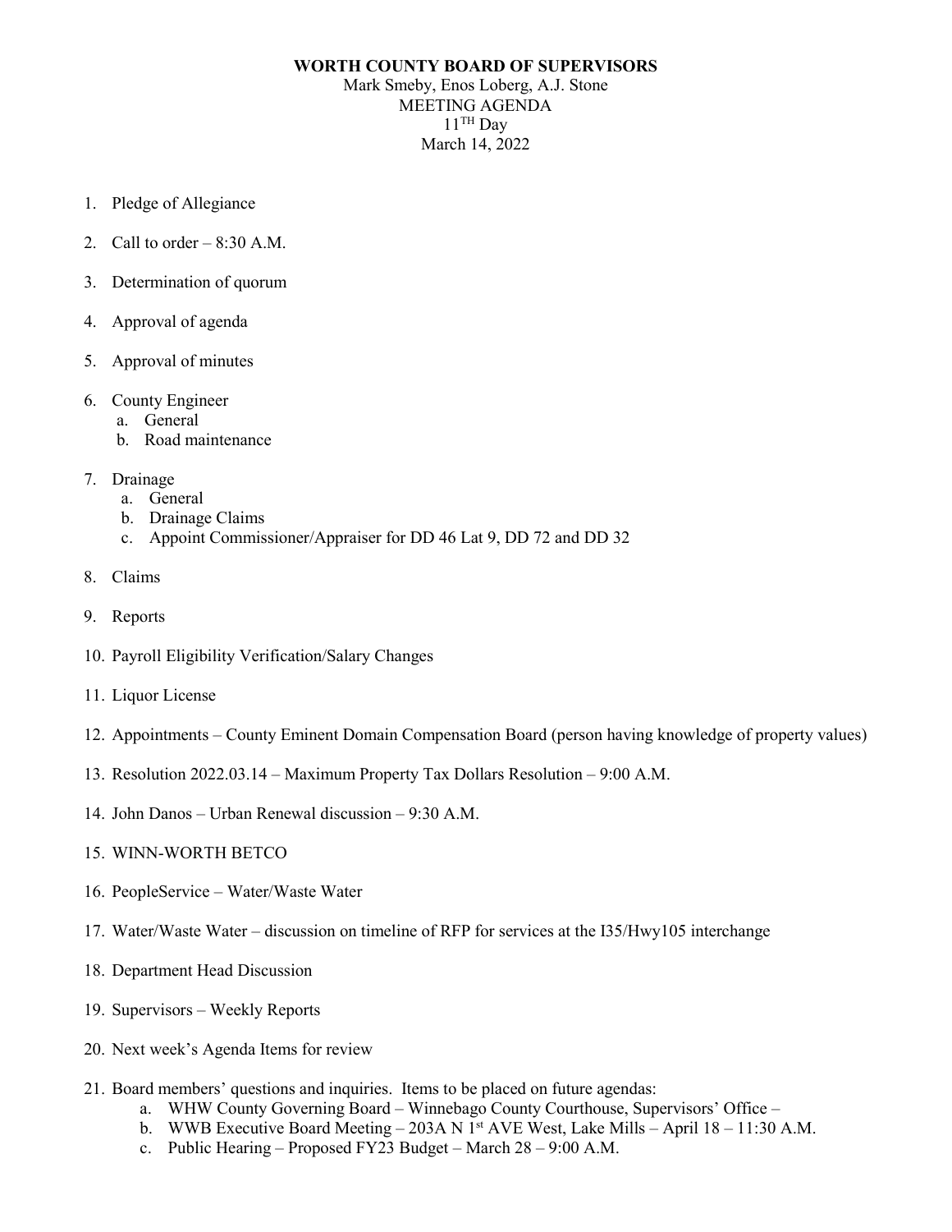# WORTH COUNTY BOARD OF SUPERVISORS

Mark Smeby, Enos Loberg, A.J. Stone

MEETING AGENDA

11TH Day

March 14, 2022

1. Pledge of Allegiance
2. Call to order – 8:30 A.M.
3. Determination of quorum
4. Approval of agenda
5. Approval of minutes
6. County Engineer
   a. General
   b. Road maintenance
7. Drainage
   a. General
   b. Drainage Claims
   c. Appoint Commissioner/Appraiser for DD 46 Lat 9, DD 72 and DD 32
8. Claims
9. Reports
10. Payroll Eligibility Verification/Salary Changes
11. Liquor License
12. Appointments – County Eminent Domain Compensation Board (person having knowledge of property values)
13. Resolution 2022.03.14 – Maximum Property Tax Dollars Resolution – 9:00 A.M.
14. John Danos – Urban Renewal discussion – 9:30 A.M.
15. WINN-WORTH BETCO
16. PeopleService – Water/Waste Water
17. Water/Waste Water – discussion on timeline of RFP for services at the I35/Hwy105 interchange
18. Department Head Discussion
19. Supervisors – Weekly Reports
20. Next week's Agenda Items for review
21. Board members' questions and inquiries. Items to be placed on future agendas:
    a. WHW County Governing Board – Winnebago County Courthouse, Supervisors' Office –
    b. WWB Executive Board Meeting – 203A N 1st AVE West, Lake Mills – April 18 – 11:30 A.M.
    c. Public Hearing – Proposed FY23 Budget – March 28 – 9:00 A.M.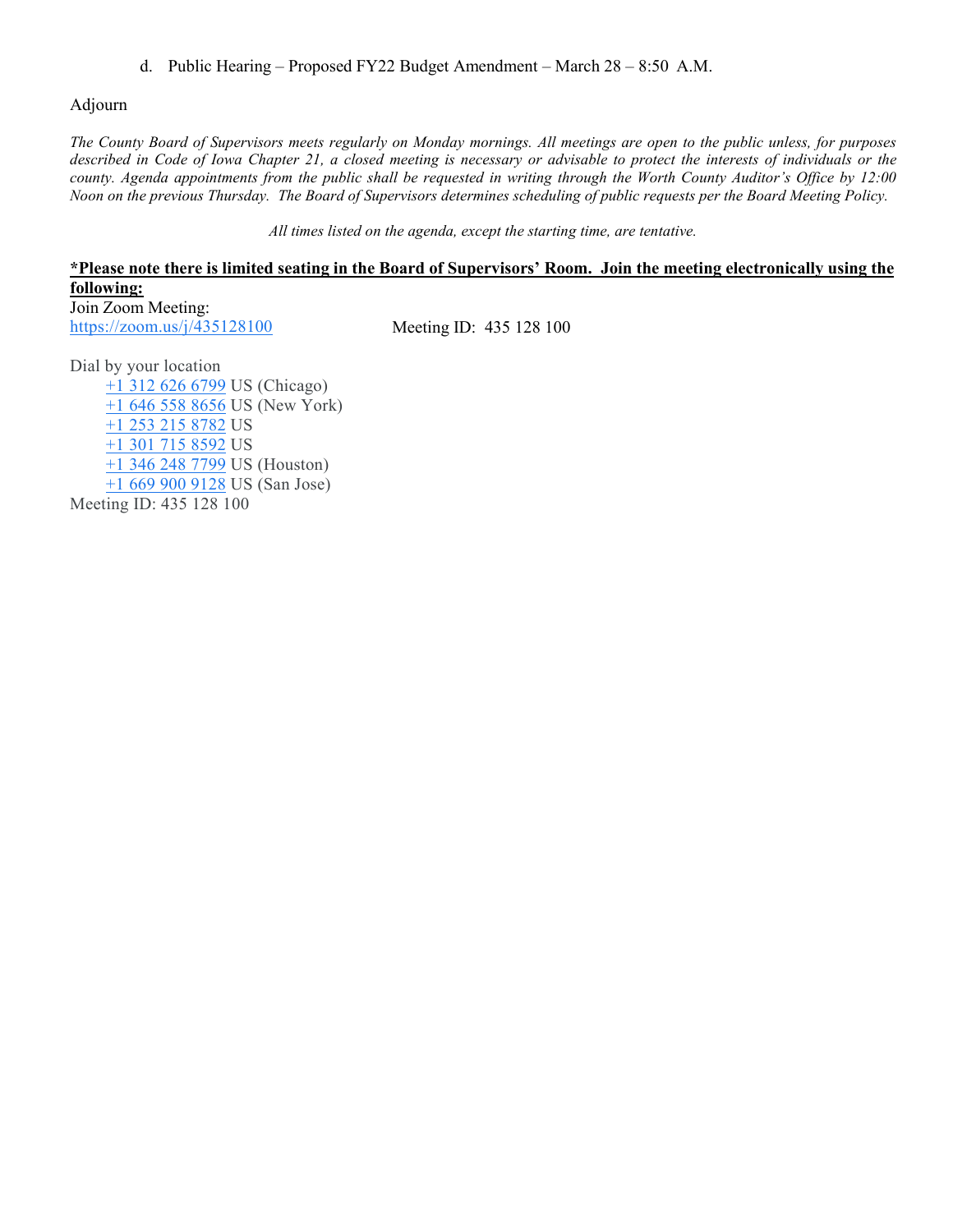d. Public Hearing – Proposed FY22 Budget Amendment – March 28 – 8:50 A.M.

Adjourn

*The County Board of Supervisors meets regularly on Monday mornings. All meetings are open to the public unless, for purposes described in Code of Iowa Chapter 21, a closed meeting is necessary or advisable to protect the interests of individuals or the county. Agenda appointments from the public shall be requested in writing through the Worth County Auditor's Office by 12:00 Noon on the previous Thursday. The Board of Supervisors determines scheduling of public requests per the Board Meeting Policy.*

*All times listed on the agenda, except the starting time, are tentative.*

**\*Please note there is limited seating in the Board of Supervisors' Room. Join the meeting electronically using the following:**

Join Zoom Meeting:
https://zoom.us/j/435128100 Meeting ID: 435 128 100

Dial by your location
- +1 312 626 6799 US (Chicago)
- +1 646 558 8656 US (New York)
- +1 253 215 8782 US
- +1 301 715 8592 US
- +1 346 248 7799 US (Houston)
- +1 669 900 9128 US (San Jose)

Meeting ID: 435 128 100